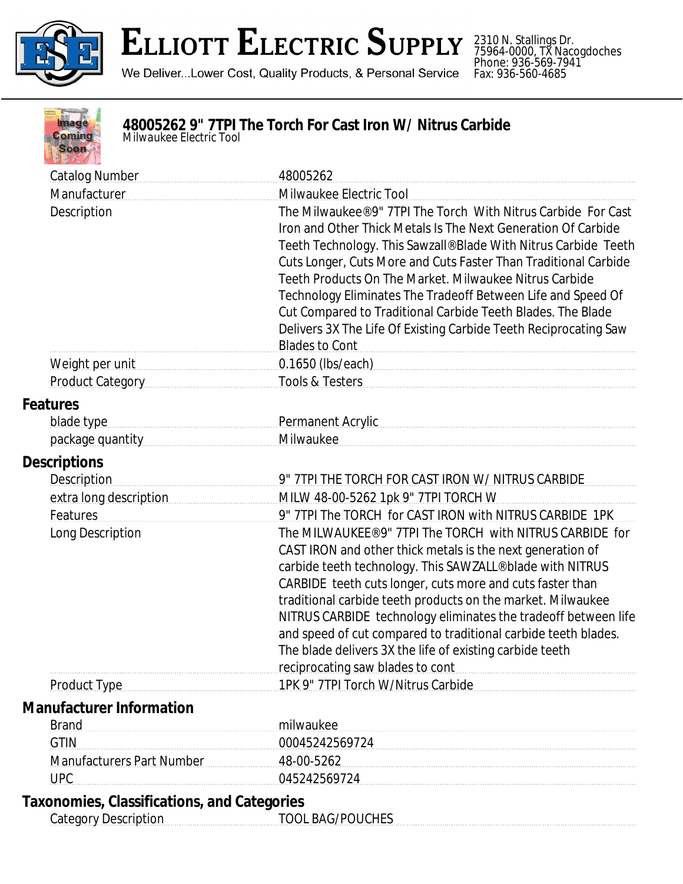# Elliott Electric Supply

We Deliver...Lower Cost, Quality Products, & Personal Service

2310 N. Stallings Dr.
75964-0000, TX Nacogdoches
Phone: 936-569-7941
Fax: 936-560-4685

## 48005262 9" 7TPI The Torch For Cast Iron W/ Nitrus Carbide

*Milwaukee Electric Tool*

| | |
|---|---|
| Catalog Number | 48005262 |
| Manufacturer | Milwaukee Electric Tool |
| Description | The Milwaukee®9" 7TPI The Torch With Nitrus Carbide For Cast Iron and Other Thick Metals Is The Next Generation Of Carbide Teeth Technology. This Sawzall®Blade With Nitrus Carbide Teeth Cuts Longer, Cuts More and Cuts Faster Than Traditional Carbide Teeth Products On The Market. Milwaukee Nitrus Carbide Technology Eliminates The Tradeoff Between Life and Speed Of Cut Compared to Traditional Carbide Teeth Blades. The Blade Delivers 3X The Life Of Existing Carbide Teeth Reciprocating Saw Blades to Cont |
| Weight per unit | 0.1650 (lbs/each) |
| Product Category | Tools & Testers |

### Features

| | |
|---|---|
| blade type | Permanent Acrylic |
| package quantity | Milwaukee |

### Descriptions

| | |
|---|---|
| Description | 9" 7TPI THE TORCH FOR CAST IRON W/ NITRUS CARBIDE |
| extra long description | MILW 48-00-5262 1pk 9" 7TPI TORCH W |
| Features | 9" 7TPI The TORCH for CAST IRON with NITRUS CARBIDE 1PK |
| Long Description | The MILWAUKEE®9" 7TPI The TORCH with NITRUS CARBIDE for CAST IRON and other thick metals is the next generation of carbide teeth technology. This SAWZALL®blade with NITRUS CARBIDE teeth cuts longer, cuts more and cuts faster than traditional carbide teeth products on the market. Milwaukee NITRUS CARBIDE technology eliminates the tradeoff between life and speed of cut compared to traditional carbide teeth blades. The blade delivers 3X the life of existing carbide teeth reciprocating saw blades to cont |
| Product Type | 1PK 9" 7TPI Torch W/Nitrus Carbide |

### Manufacturer Information

| | |
|---|---|
| Brand | milwaukee |
| GTIN | 00045242569724 |
| Manufacturers Part Number | 48-00-5262 |
| UPC | 045242569724 |

### Taxonomies, Classifications, and Categories

| | |
|---|---|
| Category Description | TOOL BAG/POUCHES |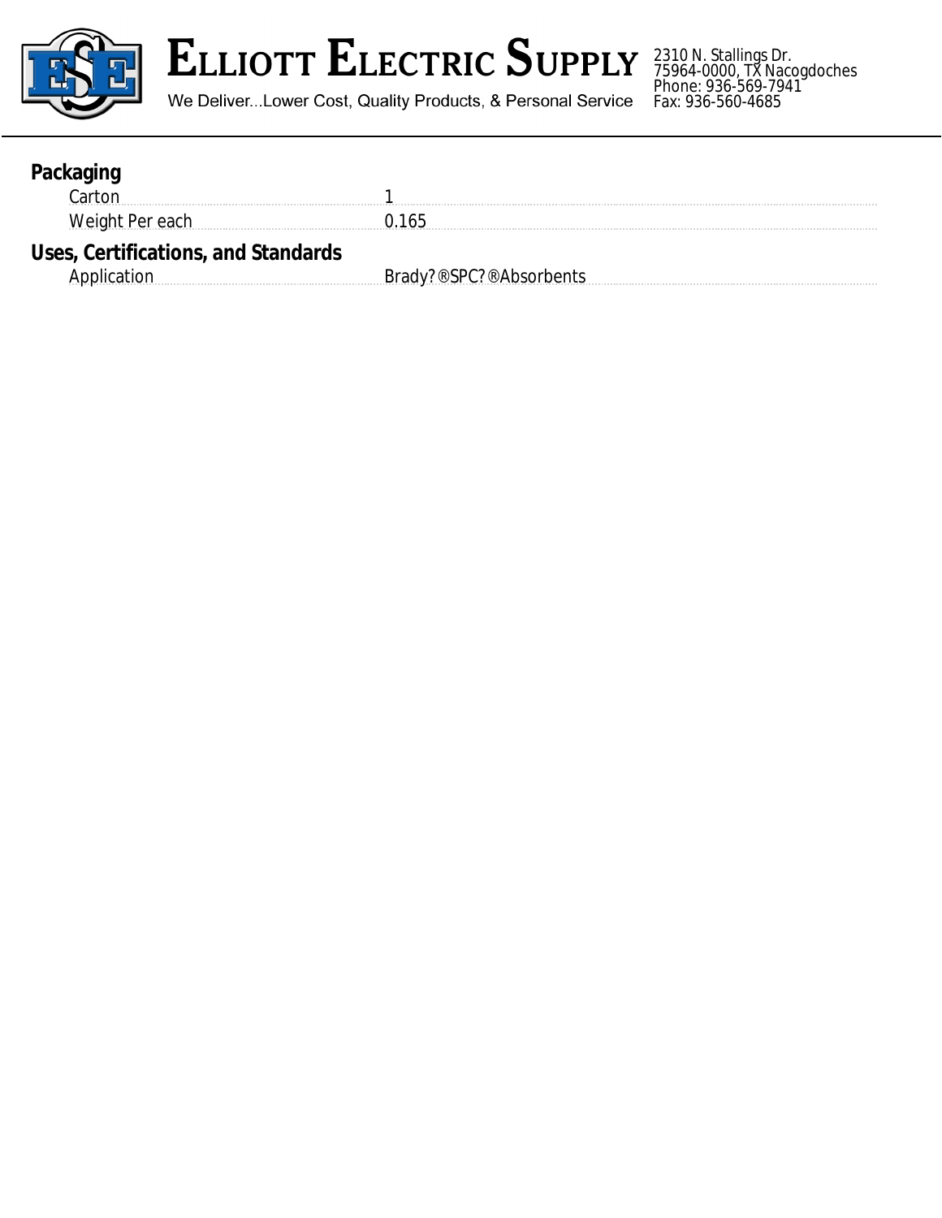## Packaging

| | |
|---|---|
| Carton | 1 |
| Weight Per each | 0.165 |

## Uses, Certifications, and Standards

| | |
|---|---|
| Application | Brady?®SPC?®Absorbents |